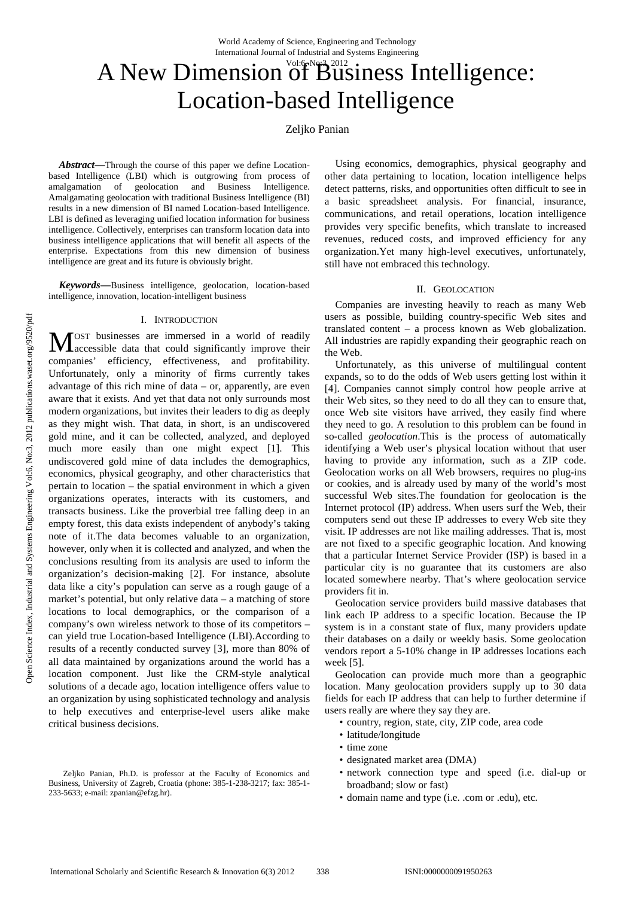# A New Dimension of Business Intelligence: Location-based Intelligence

Zeljko Panian

***Abstract*****—**Through the course of this paper we define Location-based Intelligence (LBI) which is outgrowing from process of amalgamation of geolocation and Business Intelligence. Amalgamating geolocation with traditional Business Intelligence (BI) results in a new dimension of BI named Location-based Intelligence. LBI is defined as leveraging unified location information for business intelligence. Collectively, enterprises can transform location data into business intelligence applications that will benefit all aspects of the enterprise. Expectations from this new dimension of business intelligence are great and its future is obviously bright.

***Keywords*****—**Business intelligence, geolocation, location-based intelligence, innovation, location-intelligent business

## I. Introduction

Most businesses are immersed in a world of readily accessible data that could significantly improve their companies' efficiency, effectiveness, and profitability. Unfortunately, only a minority of firms currently takes advantage of this rich mine of data – or, apparently, are even aware that it exists. And yet that data not only surrounds most modern organizations, but invites their leaders to dig as deeply as they might wish. That data, in short, is an undiscovered gold mine, and it can be collected, analyzed, and deployed much more easily than one might expect [1]. This undiscovered gold mine of data includes the demographics, economics, physical geography, and other characteristics that pertain to location – the spatial environment in which a given organizations operates, interacts with its customers, and transacts business. Like the proverbial tree falling deep in an empty forest, this data exists independent of anybody's taking note of it.The data becomes valuable to an organization, however, only when it is collected and analyzed, and when the conclusions resulting from its analysis are used to inform the organization's decision-making [2]. For instance, absolute data like a city's population can serve as a rough gauge of a market's potential, but only relative data – a matching of store locations to local demographics, or the comparison of a company's own wireless network to those of its competitors – can yield true Location-based Intelligence (LBI).According to results of a recently conducted survey [3], more than 80% of all data maintained by organizations around the world has a location component. Just like the CRM-style analytical solutions of a decade ago, location intelligence offers value to an organization by using sophisticated technology and analysis to help executives and enterprise-level users alike make critical business decisions.

Zeljko Panian, Ph.D. is professor at the Faculty of Economics and Business, University of Zagreb, Croatia (phone: 385-1-238-3217; fax: 385-1-233-5633; e-mail: zpanian@efzg.hr).

Using economics, demographics, physical geography and other data pertaining to location, location intelligence helps detect patterns, risks, and opportunities often difficult to see in a basic spreadsheet analysis. For financial, insurance, communications, and retail operations, location intelligence provides very specific benefits, which translate to increased revenues, reduced costs, and improved efficiency for any organization.Yet many high-level executives, unfortunately, still have not embraced this technology.

## II. Geolocation

Companies are investing heavily to reach as many Web users as possible, building country-specific Web sites and translated content – a process known as Web globalization. All industries are rapidly expanding their geographic reach on the Web.

Unfortunately, as this universe of multilingual content expands, so to do the odds of Web users getting lost within it [4]. Companies cannot simply control how people arrive at their Web sites, so they need to do all they can to ensure that, once Web site visitors have arrived, they easily find where they need to go. A resolution to this problem can be found in so-called *geolocation*.This is the process of automatically identifying a Web user's physical location without that user having to provide any information, such as a ZIP code. Geolocation works on all Web browsers, requires no plug-ins or cookies, and is already used by many of the world's most successful Web sites.The foundation for geolocation is the Internet protocol (IP) address. When users surf the Web, their computers send out these IP addresses to every Web site they visit. IP addresses are not like mailing addresses. That is, most are not fixed to a specific geographic location. And knowing that a particular Internet Service Provider (ISP) is based in a particular city is no guarantee that its customers are also located somewhere nearby. That's where geolocation service providers fit in.

Geolocation service providers build massive databases that link each IP address to a specific location. Because the IP system is in a constant state of flux, many providers update their databases on a daily or weekly basis. Some geolocation vendors report a 5-10% change in IP addresses locations each week [5].

Geolocation can provide much more than a geographic location. Many geolocation providers supply up to 30 data fields for each IP address that can help to further determine if users really are where they say they are.

- country, region, state, city, ZIP code, area code
- latitude/longitude
- time zone
- designated market area (DMA)
- network connection type and speed (i.e. dial-up or broadband; slow or fast)
- domain name and type (i.e. .com or .edu), etc.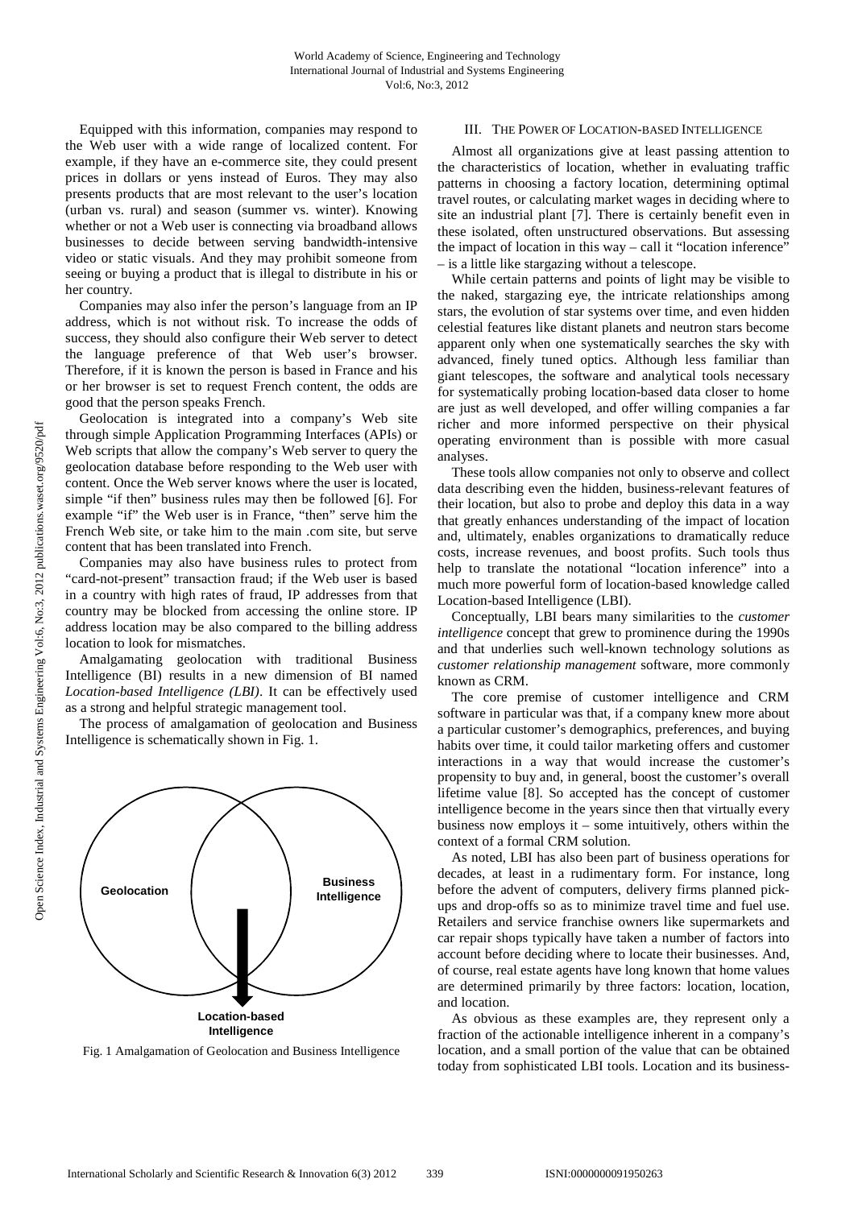Equipped with this information, companies may respond to the Web user with a wide range of localized content. For example, if they have an e-commerce site, they could present prices in dollars or yens instead of Euros. They may also presents products that are most relevant to the user's location (urban vs. rural) and season (summer vs. winter). Knowing whether or not a Web user is connecting via broadband allows businesses to decide between serving bandwidth-intensive video or static visuals. And they may prohibit someone from seeing or buying a product that is illegal to distribute in his or her country.

Companies may also infer the person's language from an IP address, which is not without risk. To increase the odds of success, they should also configure their Web server to detect the language preference of that Web user's browser. Therefore, if it is known the person is based in France and his or her browser is set to request French content, the odds are good that the person speaks French.

Geolocation is integrated into a company's Web site through simple Application Programming Interfaces (APIs) or Web scripts that allow the company's Web server to query the geolocation database before responding to the Web user with content. Once the Web server knows where the user is located, simple "if then" business rules may then be followed [6]. For example "if" the Web user is in France, "then" serve him the French Web site, or take him to the main .com site, but serve content that has been translated into French.

Companies may also have business rules to protect from "card-not-present" transaction fraud; if the Web user is based in a country with high rates of fraud, IP addresses from that country may be blocked from accessing the online store. IP address location may be also compared to the billing address location to look for mismatches.

Amalgamating geolocation with traditional Business Intelligence (BI) results in a new dimension of BI named *Location-based Intelligence (LBI)*. It can be effectively used as a strong and helpful strategic management tool.

The process of amalgamation of geolocation and Business Intelligence is schematically shown in Fig. 1.

Geolocation | Business Intelligence | Location-based Intelligence

Fig. 1 Amalgamation of Geolocation and Business Intelligence

## III. The Power of Location-based Intelligence

Almost all organizations give at least passing attention to the characteristics of location, whether in evaluating traffic patterns in choosing a factory location, determining optimal travel routes, or calculating market wages in deciding where to site an industrial plant [7]. There is certainly benefit even in these isolated, often unstructured observations. But assessing the impact of location in this way – call it "location inference" – is a little like stargazing without a telescope.

While certain patterns and points of light may be visible to the naked, stargazing eye, the intricate relationships among stars, the evolution of star systems over time, and even hidden celestial features like distant planets and neutron stars become apparent only when one systematically searches the sky with advanced, finely tuned optics. Although less familiar than giant telescopes, the software and analytical tools necessary for systematically probing location-based data closer to home are just as well developed, and offer willing companies a far richer and more informed perspective on their physical operating environment than is possible with more casual analyses.

These tools allow companies not only to observe and collect data describing even the hidden, business-relevant features of their location, but also to probe and deploy this data in a way that greatly enhances understanding of the impact of location and, ultimately, enables organizations to dramatically reduce costs, increase revenues, and boost profits. Such tools thus help to translate the notational "location inference" into a much more powerful form of location-based knowledge called Location-based Intelligence (LBI).

Conceptually, LBI bears many similarities to the *customer intelligence* concept that grew to prominence during the 1990s and that underlies such well-known technology solutions as *customer relationship management* software, more commonly known as CRM.

The core premise of customer intelligence and CRM software in particular was that, if a company knew more about a particular customer's demographics, preferences, and buying habits over time, it could tailor marketing offers and customer interactions in a way that would increase the customer's propensity to buy and, in general, boost the customer's overall lifetime value [8]. So accepted has the concept of customer intelligence become in the years since then that virtually every business now employs it – some intuitively, others within the context of a formal CRM solution.

As noted, LBI has also been part of business operations for decades, at least in a rudimentary form. For instance, long before the advent of computers, delivery firms planned pick-ups and drop-offs so as to minimize travel time and fuel use. Retailers and service franchise owners like supermarkets and car repair shops typically have taken a number of factors into account before deciding where to locate their businesses. And, of course, real estate agents have long known that home values are determined primarily by three factors: location, location, and location.

As obvious as these examples are, they represent only a fraction of the actionable intelligence inherent in a company's location, and a small portion of the value that can be obtained today from sophisticated LBI tools. Location and its business-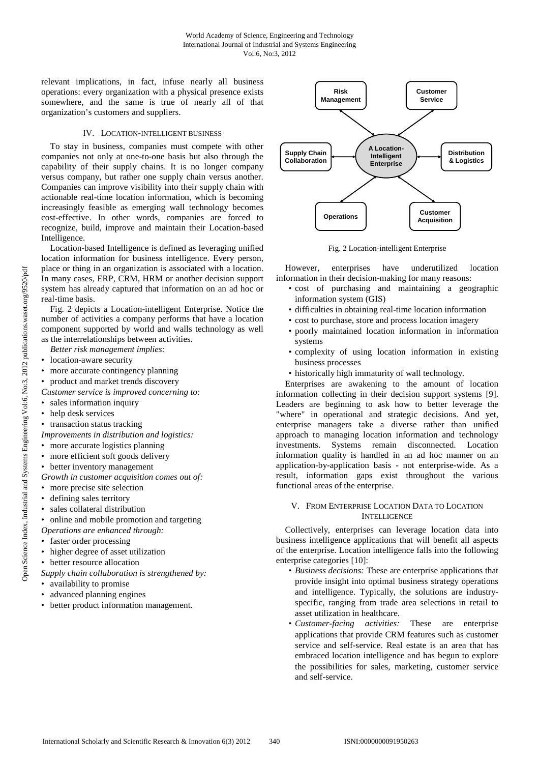relevant implications, in fact, infuse nearly all business operations: every organization with a physical presence exists somewhere, and the same is true of nearly all of that organization's customers and suppliers.

## IV. Location-intelligent business

To stay in business, companies must compete with other companies not only at one-to-one basis but also through the capability of their supply chains. It is no longer company versus company, but rather one supply chain versus another. Companies can improve visibility into their supply chain with actionable real-time location information, which is becoming increasingly feasible as emerging wall technology becomes cost-effective. In other words, companies are forced to recognize, build, improve and maintain their Location-based Intelligence.

Location-based Intelligence is defined as leveraging unified location information for business intelligence. Every person, place or thing in an organization is associated with a location. In many cases, ERP, CRM, HRM or another decision support system has already captured that information on an ad hoc or real-time basis.

Fig. 2 depicts a Location-intelligent Enterprise. Notice the number of activities a company performs that have a location component supported by world and walls technology as well as the interrelationships between activities.

*Better risk management implies:*

- location-aware security
- more accurate contingency planning
- product and market trends discovery

*Customer service is improved concerning to:*

- sales information inquiry
- help desk services
- transaction status tracking

*Improvements in distribution and logistics:*

- more accurate logistics planning
- more efficient soft goods delivery
- better inventory management

*Growth in customer acquisition comes out of:*

- more precise site selection
- defining sales territory
- sales collateral distribution
- online and mobile promotion and targeting

*Operations are enhanced through:*

- faster order processing
- higher degree of asset utilization
- better resource allocation

*Supply chain collaboration is strengthened by:*

- availability to promise
- advanced planning engines
- better product information management.

Fig. 2 Location-intelligent Enterprise

However, enterprises have underutilized location information in their decision-making for many reasons:

- cost of purchasing and maintaining a geographic information system (GIS)
- difficulties in obtaining real-time location information
- cost to purchase, store and process location imagery
- poorly maintained location information in information systems
- complexity of using location information in existing business processes
- historically high immaturity of wall technology.

Enterprises are awakening to the amount of location information collecting in their decision support systems [9]. Leaders are beginning to ask how to better leverage the "where" in operational and strategic decisions. And yet, enterprise managers take a diverse rather than unified approach to managing location information and technology investments. Systems remain disconnected. Location information quality is handled in an ad hoc manner on an application-by-application basis - not enterprise-wide. As a result, information gaps exist throughout the various functional areas of the enterprise.

## V. From Enterprise Location Data to Location Intelligence

Collectively, enterprises can leverage location data into business intelligence applications that will benefit all aspects of the enterprise. Location intelligence falls into the following enterprise categories [10]:

- *Business decisions:* These are enterprise applications that provide insight into optimal business strategy operations and intelligence. Typically, the solutions are industry-specific, ranging from trade area selections in retail to asset utilization in healthcare.
- *Customer-facing activities:* These are enterprise applications that provide CRM features such as customer service and self-service. Real estate is an area that has embraced location intelligence and has begun to explore the possibilities for sales, marketing, customer service and self-service.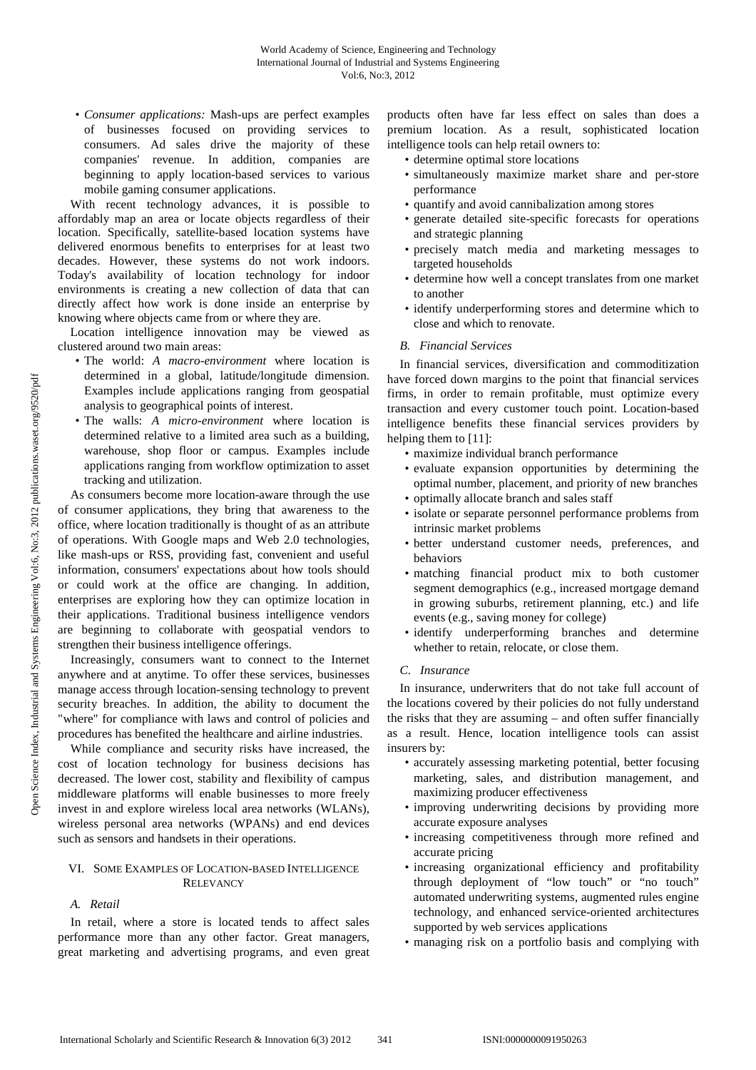- *Consumer applications:* Mash-ups are perfect examples of businesses focused on providing services to consumers. Ad sales drive the majority of these companies' revenue. In addition, companies are beginning to apply location-based services to various mobile gaming consumer applications.

With recent technology advances, it is possible to affordably map an area or locate objects regardless of their location. Specifically, satellite-based location systems have delivered enormous benefits to enterprises for at least two decades. However, these systems do not work indoors. Today's availability of location technology for indoor environments is creating a new collection of data that can directly affect how work is done inside an enterprise by knowing where objects came from or where they are.

Location intelligence innovation may be viewed as clustered around two main areas:

- The world: *A macro-environment* where location is determined in a global, latitude/longitude dimension. Examples include applications ranging from geospatial analysis to geographical points of interest.
- The walls: *A micro-environment* where location is determined relative to a limited area such as a building, warehouse, shop floor or campus. Examples include applications ranging from workflow optimization to asset tracking and utilization.

As consumers become more location-aware through the use of consumer applications, they bring that awareness to the office, where location traditionally is thought of as an attribute of operations. With Google maps and Web 2.0 technologies, like mash-ups or RSS, providing fast, convenient and useful information, consumers' expectations about how tools should or could work at the office are changing. In addition, enterprises are exploring how they can optimize location in their applications. Traditional business intelligence vendors are beginning to collaborate with geospatial vendors to strengthen their business intelligence offerings.

Increasingly, consumers want to connect to the Internet anywhere and at anytime. To offer these services, businesses manage access through location-sensing technology to prevent security breaches. In addition, the ability to document the "where" for compliance with laws and control of policies and procedures has benefited the healthcare and airline industries.

While compliance and security risks have increased, the cost of location technology for business decisions has decreased. The lower cost, stability and flexibility of campus middleware platforms will enable businesses to more freely invest in and explore wireless local area networks (WLANs), wireless personal area networks (WPANs) and end devices such as sensors and handsets in their operations.

## VI. Some Examples of Location-based Intelligence Relevancy

### *A. Retail*

In retail, where a store is located tends to affect sales performance more than any other factor. Great managers, great marketing and advertising programs, and even great products often have far less effect on sales than does a premium location. As a result, sophisticated location intelligence tools can help retail owners to:

- determine optimal store locations
- simultaneously maximize market share and per-store performance
- quantify and avoid cannibalization among stores
- generate detailed site-specific forecasts for operations and strategic planning
- precisely match media and marketing messages to targeted households
- determine how well a concept translates from one market to another
- identify underperforming stores and determine which to close and which to renovate.

### *B. Financial Services*

In financial services, diversification and commoditization have forced down margins to the point that financial services firms, in order to remain profitable, must optimize every transaction and every customer touch point. Location-based intelligence benefits these financial services providers by helping them to [11]:

- maximize individual branch performance
- evaluate expansion opportunities by determining the optimal number, placement, and priority of new branches
- optimally allocate branch and sales staff
- isolate or separate personnel performance problems from intrinsic market problems
- better understand customer needs, preferences, and behaviors
- matching financial product mix to both customer segment demographics (e.g., increased mortgage demand in growing suburbs, retirement planning, etc.) and life events (e.g., saving money for college)
- identify underperforming branches and determine whether to retain, relocate, or close them.

### *C. Insurance*

In insurance, underwriters that do not take full account of the locations covered by their policies do not fully understand the risks that they are assuming – and often suffer financially as a result. Hence, location intelligence tools can assist insurers by:

- accurately assessing marketing potential, better focusing marketing, sales, and distribution management, and maximizing producer effectiveness
- improving underwriting decisions by providing more accurate exposure analyses
- increasing competitiveness through more refined and accurate pricing
- increasing organizational efficiency and profitability through deployment of "low touch" or "no touch" automated underwriting systems, augmented rules engine technology, and enhanced service-oriented architectures supported by web services applications
- managing risk on a portfolio basis and complying with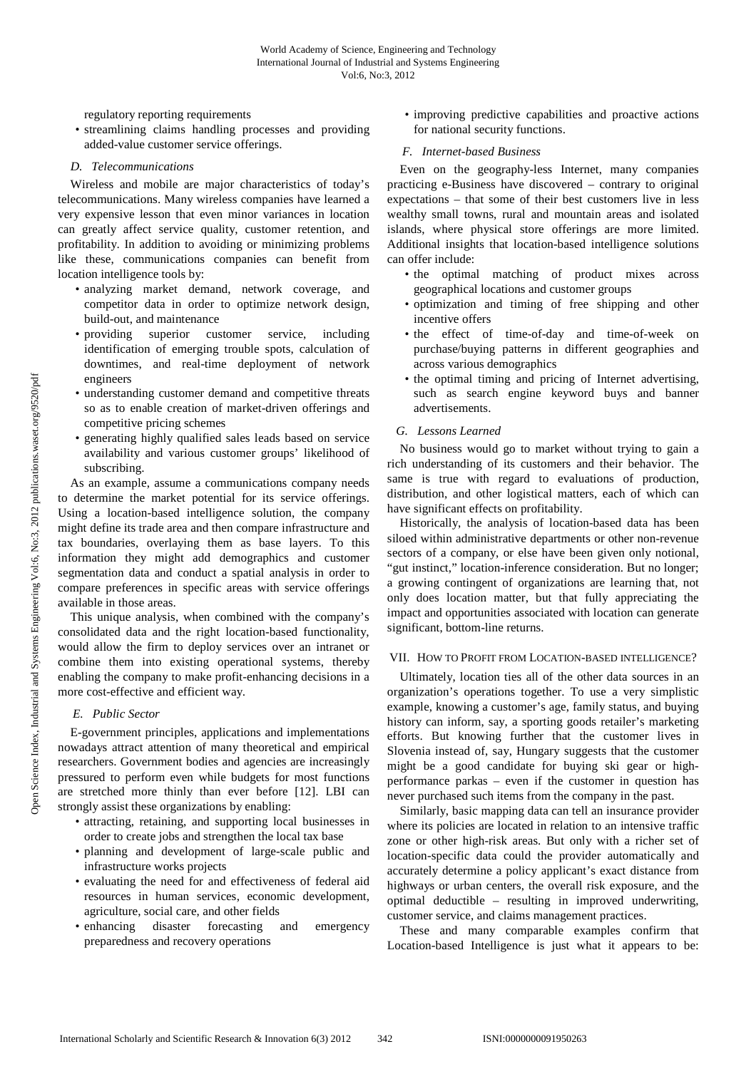regulatory reporting requirements

- streamlining claims handling processes and providing added-value customer service offerings.

### D. Telecommunications

Wireless and mobile are major characteristics of today's telecommunications. Many wireless companies have learned a very expensive lesson that even minor variances in location can greatly affect service quality, customer retention, and profitability. In addition to avoiding or minimizing problems like these, communications companies can benefit from location intelligence tools by:

- analyzing market demand, network coverage, and competitor data in order to optimize network design, build-out, and maintenance
- providing superior customer service, including identification of emerging trouble spots, calculation of downtimes, and real-time deployment of network engineers
- understanding customer demand and competitive threats so as to enable creation of market-driven offerings and competitive pricing schemes
- generating highly qualified sales leads based on service availability and various customer groups' likelihood of subscribing.

As an example, assume a communications company needs to determine the market potential for its service offerings. Using a location-based intelligence solution, the company might define its trade area and then compare infrastructure and tax boundaries, overlaying them as base layers. To this information they might add demographics and customer segmentation data and conduct a spatial analysis in order to compare preferences in specific areas with service offerings available in those areas.

This unique analysis, when combined with the company's consolidated data and the right location-based functionality, would allow the firm to deploy services over an intranet or combine them into existing operational systems, thereby enabling the company to make profit-enhancing decisions in a more cost-effective and efficient way.

### E. Public Sector

E-government principles, applications and implementations nowadays attract attention of many theoretical and empirical researchers. Government bodies and agencies are increasingly pressured to perform even while budgets for most functions are stretched more thinly than ever before [12]. LBI can strongly assist these organizations by enabling:

- attracting, retaining, and supporting local businesses in order to create jobs and strengthen the local tax base
- planning and development of large-scale public and infrastructure works projects
- evaluating the need for and effectiveness of federal aid resources in human services, economic development, agriculture, social care, and other fields
- enhancing disaster forecasting and emergency preparedness and recovery operations
- improving predictive capabilities and proactive actions for national security functions.

### F. Internet-based Business

Even on the geography-less Internet, many companies practicing e-Business have discovered – contrary to original expectations – that some of their best customers live in less wealthy small towns, rural and mountain areas and isolated islands, where physical store offerings are more limited. Additional insights that location-based intelligence solutions can offer include:

- the optimal matching of product mixes across geographical locations and customer groups
- optimization and timing of free shipping and other incentive offers
- the effect of time-of-day and time-of-week on purchase/buying patterns in different geographies and across various demographics
- the optimal timing and pricing of Internet advertising, such as search engine keyword buys and banner advertisements.

### G. Lessons Learned

No business would go to market without trying to gain a rich understanding of its customers and their behavior. The same is true with regard to evaluations of production, distribution, and other logistical matters, each of which can have significant effects on profitability.

Historically, the analysis of location-based data has been siloed within administrative departments or other non-revenue sectors of a company, or else have been given only notional, "gut instinct," location-inference consideration. But no longer; a growing contingent of organizations are learning that, not only does location matter, but that fully appreciating the impact and opportunities associated with location can generate significant, bottom-line returns.

## VII. How to Profit from Location-based Intelligence?

Ultimately, location ties all of the other data sources in an organization's operations together. To use a very simplistic example, knowing a customer's age, family status, and buying history can inform, say, a sporting goods retailer's marketing efforts. But knowing further that the customer lives in Slovenia instead of, say, Hungary suggests that the customer might be a good candidate for buying ski gear or high-performance parkas – even if the customer in question has never purchased such items from the company in the past.

Similarly, basic mapping data can tell an insurance provider where its policies are located in relation to an intensive traffic zone or other high-risk areas. But only with a richer set of location-specific data could the provider automatically and accurately determine a policy applicant's exact distance from highways or urban centers, the overall risk exposure, and the optimal deductible – resulting in improved underwriting, customer service, and claims management practices.

These and many comparable examples confirm that Location-based Intelligence is just what it appears to be: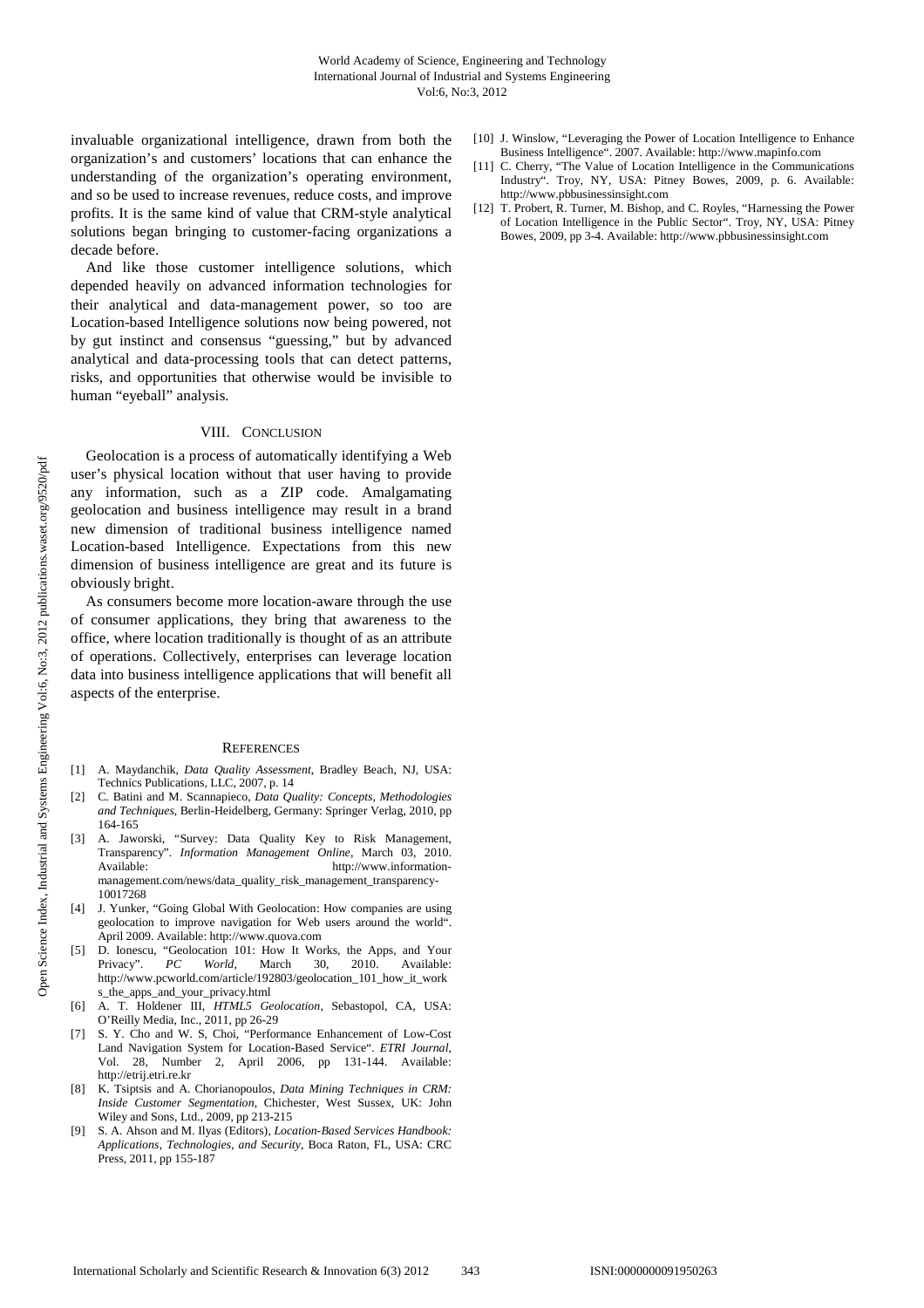invaluable organizational intelligence, drawn from both the organization's and customers' locations that can enhance the understanding of the organization's operating environment, and so be used to increase revenues, reduce costs, and improve profits. It is the same kind of value that CRM-style analytical solutions began bringing to customer-facing organizations a decade before.

And like those customer intelligence solutions, which depended heavily on advanced information technologies for their analytical and data-management power, so too are Location-based Intelligence solutions now being powered, not by gut instinct and consensus "guessing," but by advanced analytical and data-processing tools that can detect patterns, risks, and opportunities that otherwise would be invisible to human "eyeball" analysis.

## VIII. Conclusion

Geolocation is a process of automatically identifying a Web user's physical location without that user having to provide any information, such as a ZIP code. Amalgamating geolocation and business intelligence may result in a brand new dimension of traditional business intelligence named Location-based Intelligence. Expectations from this new dimension of business intelligence are great and its future is obviously bright.

As consumers become more location-aware through the use of consumer applications, they bring that awareness to the office, where location traditionally is thought of as an attribute of operations. Collectively, enterprises can leverage location data into business intelligence applications that will benefit all aspects of the enterprise.

## References

[1] A. Maydanchik, *Data Quality Assessment*, Bradley Beach, NJ, USA: Technics Publications, LLC, 2007, p. 14

[2] C. Batini and M. Scannapieco, *Data Quality: Concepts, Methodologies and Techniques*, Berlin-Heidelberg, Germany: Springer Verlag, 2010, pp 164-165

[3] A. Jaworski, "Survey: Data Quality Key to Risk Management, Transparency". *Information Management Online*, March 03, 2010. Available: http://www.information-management.com/news/data_quality_risk_management_transparency-10017268

[4] J. Yunker, "Going Global With Geolocation: How companies are using geolocation to improve navigation for Web users around the world". April 2009. Available: http://www.quova.com

[5] D. Ionescu, "Geolocation 101: How It Works, the Apps, and Your Privacy". *PC World*, March 30, 2010. Available: http://www.pcworld.com/article/192803/geolocation_101_how_it_works_the_apps_and_your_privacy.html

[6] A. T. Holdener III, *HTML5 Geolocation*, Sebastopol, CA, USA: O'Reilly Media, Inc., 2011, pp 26-29

[7] S. Y. Cho and W. S, Choi, "Performance Enhancement of Low-Cost Land Navigation System for Location-Based Service". *ETRI Journal*, Vol. 28, Number 2, April 2006, pp 131-144. Available: http://etrij.etri.re.kr

[8] K. Tsiptsis and A. Chorianopoulos, *Data Mining Techniques in CRM: Inside Customer Segmentation*, Chichester, West Sussex, UK: John Wiley and Sons, Ltd., 2009, pp 213-215

[9] S. A. Ahson and M. Ilyas (Editors), *Location-Based Services Handbook: Applications, Technologies, and Security*, Boca Raton, FL, USA: CRC Press, 2011, pp 155-187

[10] J. Winslow, "Leveraging the Power of Location Intelligence to Enhance Business Intelligence". 2007. Available: http://www.mapinfo.com

[11] C. Cherry, "The Value of Location Intelligence in the Communications Industry". Troy, NY, USA: Pitney Bowes, 2009, p. 6. Available: http://www.pbbusinessinsight.com

[12] T. Probert, R. Turner, M. Bishop, and C. Royles, "Harnessing the Power of Location Intelligence in the Public Sector". Troy, NY, USA: Pitney Bowes, 2009, pp 3-4. Available: http://www.pbbusinessinsight.com